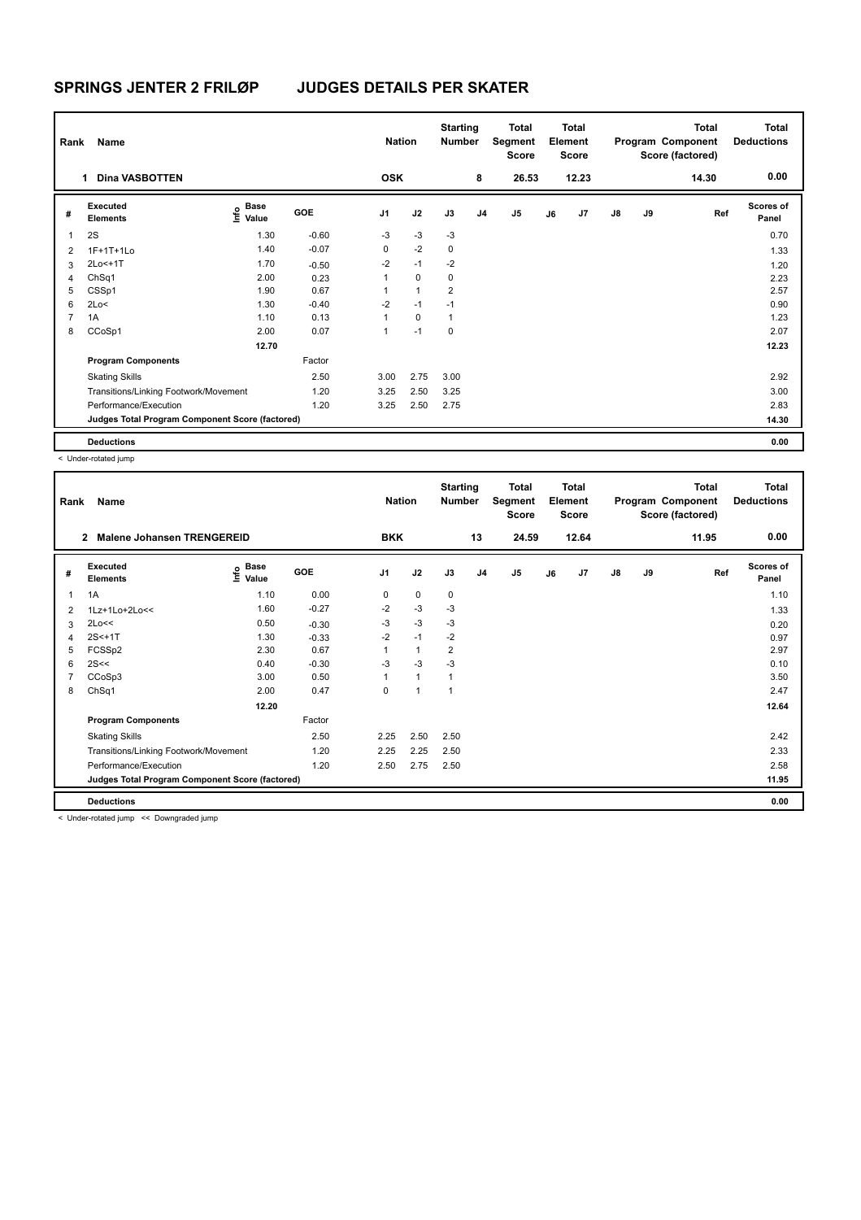# SPRINGS JENTER 2 FRILØP JUDGES DETAILS PER SKATER

| Rank | Name | Nation | Starting Number | Total Segment Score | Total Element Score | Total Program Component Score (factored) | Total Deductions |
|---|---|---|---|---|---|---|---|
| 1 | Dina VASBOTTEN | OSK | 8 | 26.53 | 12.23 | 14.30 | 0.00 |

| # | Executed Elements | Info | Base Value | GOE | J1 | J2 | J3 | J4 | J5 | J6 | J7 | J8 | J9 | Ref | Scores of Panel |
|---|---|---|---|---|---|---|---|---|---|---|---|---|---|---|---|
| 1 | 2S | | 1.30 | -0.60 | -3 | -3 | -3 | | | | | | | | 0.70 |
| 2 | 1F+1T+1Lo | | 1.40 | -0.07 | 0 | -2 | 0 | | | | | | | | 1.33 |
| 3 | 2Lo<+1T | | 1.70 | -0.50 | -2 | -1 | -2 | | | | | | | | 1.20 |
| 4 | ChSq1 | | 2.00 | 0.23 | 1 | 0 | 0 | | | | | | | | 2.23 |
| 5 | CSSp1 | | 1.90 | 0.67 | 1 | 1 | 2 | | | | | | | | 2.57 |
| 6 | 2Lo< | | 1.30 | -0.40 | -2 | -1 | -1 | | | | | | | | 0.90 |
| 7 | 1A | | 1.10 | 0.13 | 1 | 0 | 1 | | | | | | | | 1.23 |
| 8 | CCoSp1 | | 2.00 | 0.07 | 1 | -1 | 0 | | | | | | | | 2.07 |
| | | | 12.70 | | | | | | | | | | | | 12.23 |
| | **Program Components** | | | Factor | | | | | | | | | | | |
| | Skating Skills | | | 2.50 | 3.00 | 2.75 | 3.00 | | | | | | | | 2.92 |
| | Transitions/Linking Footwork/Movement | | | 1.20 | 3.25 | 2.50 | 3.25 | | | | | | | | 3.00 |
| | Performance/Execution | | | 1.20 | 3.25 | 2.50 | 2.75 | | | | | | | | 2.83 |
| | **Judges Total Program Component Score (factored)** | | | | | | | | | | | | | | 14.30 |
| | **Deductions** | | | | | | | | | | | | | | 0.00 |

< Under-rotated jump

| Rank | Name | Nation | Starting Number | Total Segment Score | Total Element Score | Total Program Component Score (factored) | Total Deductions |
|---|---|---|---|---|---|---|---|
| 2 | Malene Johansen TRENGEREID | BKK | 13 | 24.59 | 12.64 | 11.95 | 0.00 |

| # | Executed Elements | Info | Base Value | GOE | J1 | J2 | J3 | J4 | J5 | J6 | J7 | J8 | J9 | Ref | Scores of Panel |
|---|---|---|---|---|---|---|---|---|---|---|---|---|---|---|---|
| 1 | 1A | | 1.10 | 0.00 | 0 | 0 | 0 | | | | | | | | 1.10 |
| 2 | 1Lz+1Lo+2Lo<< | | 1.60 | -0.27 | -2 | -3 | -3 | | | | | | | | 1.33 |
| 3 | 2Lo<< | | 0.50 | -0.30 | -3 | -3 | -3 | | | | | | | | 0.20 |
| 4 | 2S<+1T | | 1.30 | -0.33 | -2 | -1 | -2 | | | | | | | | 0.97 |
| 5 | FCSSp2 | | 2.30 | 0.67 | 1 | 1 | 2 | | | | | | | | 2.97 |
| 6 | 2S<< | | 0.40 | -0.30 | -3 | -3 | -3 | | | | | | | | 0.10 |
| 7 | CCoSp3 | | 3.00 | 0.50 | 1 | 1 | 1 | | | | | | | | 3.50 |
| 8 | ChSq1 | | 2.00 | 0.47 | 0 | 1 | 1 | | | | | | | | 2.47 |
| | | | 12.20 | | | | | | | | | | | | 12.64 |
| | **Program Components** | | | Factor | | | | | | | | | | | |
| | Skating Skills | | | 2.50 | 2.25 | 2.50 | 2.50 | | | | | | | | 2.42 |
| | Transitions/Linking Footwork/Movement | | | 1.20 | 2.25 | 2.25 | 2.50 | | | | | | | | 2.33 |
| | Performance/Execution | | | 1.20 | 2.50 | 2.75 | 2.50 | | | | | | | | 2.58 |
| | **Judges Total Program Component Score (factored)** | | | | | | | | | | | | | | 11.95 |
| | **Deductions** | | | | | | | | | | | | | | 0.00 |

< Under-rotated jump << Downgraded jump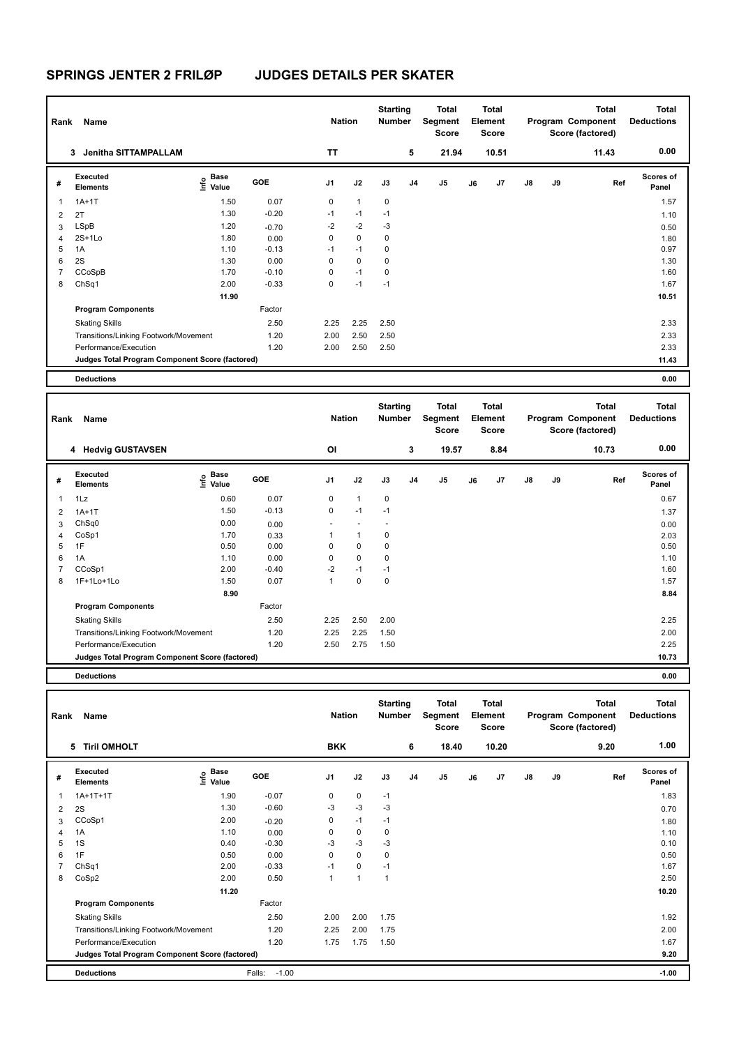# SPRINGS JENTER 2 FRILØP JUDGES DETAILS PER SKATER

| Rank | Name | Nation | Starting Number | Total Segment Score | Total Element Score | Total Program Component Score (factored) | Total Deductions |
|---|---|---|---|---|---|---|---|
| 3 | Jenitha SITTAMPALLAM | TT | 5 | 21.94 | 10.51 | 11.43 | 0.00 |

| # | Executed Elements | Info | Base Value | GOE | J1 | J2 | J3 | J4 | J5 | J6 | J7 | J8 | J9 | Ref | Scores of Panel |
|---|---|---|---|---|---|---|---|---|---|---|---|---|---|---|---|
| 1 | 1A+1T | | 1.50 | 0.07 | 0 | 1 | 0 | | | | | | | | 1.57 |
| 2 | 2T | | 1.30 | -0.20 | -1 | -1 | -1 | | | | | | | | 1.10 |
| 3 | LSpB | | 1.20 | -0.70 | -2 | -2 | -3 | | | | | | | | 0.50 |
| 4 | 2S+1Lo | | 1.80 | 0.00 | 0 | 0 | 0 | | | | | | | | 1.80 |
| 5 | 1A | | 1.10 | -0.13 | -1 | -1 | 0 | | | | | | | | 0.97 |
| 6 | 2S | | 1.30 | 0.00 | 0 | 0 | 0 | | | | | | | | 1.30 |
| 7 | CCoSpB | | 1.70 | -0.10 | 0 | -1 | 0 | | | | | | | | 1.60 |
| 8 | ChSq1 | | 2.00 | -0.33 | 0 | -1 | -1 | | | | | | | | 1.67 |
| | | | 11.90 | | | | | | | | | | | | 10.51 |
| | **Program Components** | | | Factor | | | | | | | | | | | |
| | Skating Skills | | | 2.50 | 2.25 | 2.25 | 2.50 | | | | | | | | 2.33 |
| | Transitions/Linking Footwork/Movement | | | 1.20 | 2.00 | 2.50 | 2.50 | | | | | | | | 2.33 |
| | Performance/Execution | | | 1.20 | 2.00 | 2.50 | 2.50 | | | | | | | | 2.33 |
| | **Judges Total Program Component Score (factored)** | | | | | | | | | | | | | | 11.43 |
| | **Deductions** | | | | | | | | | | | | | | 0.00 |

| Rank | Name | Nation | Starting Number | Total Segment Score | Total Element Score | Total Program Component Score (factored) | Total Deductions |
|---|---|---|---|---|---|---|---|
| 4 | Hedvig GUSTAVSEN | OI | 3 | 19.57 | 8.84 | 10.73 | 0.00 |

| # | Executed Elements | Info | Base Value | GOE | J1 | J2 | J3 | J4 | J5 | J6 | J7 | J8 | J9 | Ref | Scores of Panel |
|---|---|---|---|---|---|---|---|---|---|---|---|---|---|---|---|
| 1 | 1Lz | | 0.60 | 0.07 | 0 | 1 | 0 | | | | | | | | 0.67 |
| 2 | 1A+1T | | 1.50 | -0.13 | 0 | -1 | -1 | | | | | | | | 1.37 |
| 3 | ChSq0 | | 0.00 | 0.00 | - | - | - | | | | | | | | 0.00 |
| 4 | CoSp1 | | 1.70 | 0.33 | 1 | 1 | 0 | | | | | | | | 2.03 |
| 5 | 1F | | 0.50 | 0.00 | 0 | 0 | 0 | | | | | | | | 0.50 |
| 6 | 1A | | 1.10 | 0.00 | 0 | 0 | 0 | | | | | | | | 1.10 |
| 7 | CCoSp1 | | 2.00 | -0.40 | -2 | -1 | -1 | | | | | | | | 1.60 |
| 8 | 1F+1Lo+1Lo | | 1.50 | 0.07 | 1 | 0 | 0 | | | | | | | | 1.57 |
| | | | 8.90 | | | | | | | | | | | | 8.84 |
| | **Program Components** | | | Factor | | | | | | | | | | | |
| | Skating Skills | | | 2.50 | 2.25 | 2.50 | 2.00 | | | | | | | | 2.25 |
| | Transitions/Linking Footwork/Movement | | | 1.20 | 2.25 | 2.25 | 1.50 | | | | | | | | 2.00 |
| | Performance/Execution | | | 1.20 | 2.50 | 2.75 | 1.50 | | | | | | | | 2.25 |
| | **Judges Total Program Component Score (factored)** | | | | | | | | | | | | | | 10.73 |
| | **Deductions** | | | | | | | | | | | | | | 0.00 |

| Rank | Name | Nation | Starting Number | Total Segment Score | Total Element Score | Total Program Component Score (factored) | Total Deductions |
|---|---|---|---|---|---|---|---|
| 5 | Tiril OMHOLT | BKK | 6 | 18.40 | 10.20 | 9.20 | 1.00 |

| # | Executed Elements | Info | Base Value | GOE | J1 | J2 | J3 | J4 | J5 | J6 | J7 | J8 | J9 | Ref | Scores of Panel |
|---|---|---|---|---|---|---|---|---|---|---|---|---|---|---|---|
| 1 | 1A+1T+1T | | 1.90 | -0.07 | 0 | 0 | -1 | | | | | | | | 1.83 |
| 2 | 2S | | 1.30 | -0.60 | -3 | -3 | -3 | | | | | | | | 0.70 |
| 3 | CCoSp1 | | 2.00 | -0.20 | 0 | -1 | -1 | | | | | | | | 1.80 |
| 4 | 1A | | 1.10 | 0.00 | 0 | 0 | 0 | | | | | | | | 1.10 |
| 5 | 1S | | 0.40 | -0.30 | -3 | -3 | -3 | | | | | | | | 0.10 |
| 6 | 1F | | 0.50 | 0.00 | 0 | 0 | 0 | | | | | | | | 0.50 |
| 7 | ChSq1 | | 2.00 | -0.33 | -1 | 0 | -1 | | | | | | | | 1.67 |
| 8 | CoSp2 | | 2.00 | 0.50 | 1 | 1 | 1 | | | | | | | | 2.50 |
| | | | 11.20 | | | | | | | | | | | | 10.20 |
| | **Program Components** | | | Factor | | | | | | | | | | | |
| | Skating Skills | | | 2.50 | 2.00 | 2.00 | 1.75 | | | | | | | | 1.92 |
| | Transitions/Linking Footwork/Movement | | | 1.20 | 2.25 | 2.00 | 1.75 | | | | | | | | 2.00 |
| | Performance/Execution | | | 1.20 | 1.75 | 1.75 | 1.50 | | | | | | | | 1.67 |
| | **Judges Total Program Component Score (factored)** | | | | | | | | | | | | | | 9.20 |
| | **Deductions** | | Falls: | -1.00 | | | | | | | | | | | -1.00 |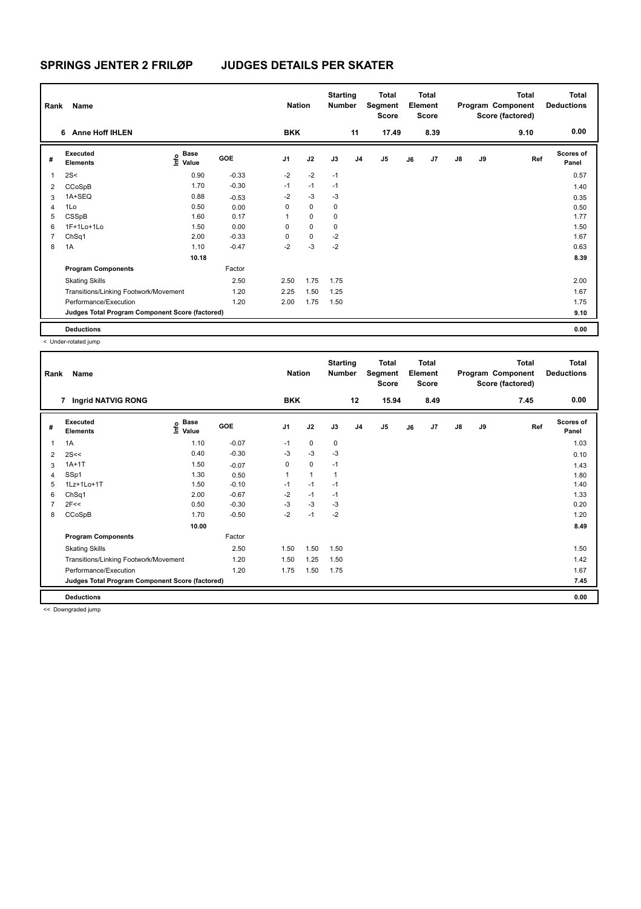# SPRINGS JENTER 2 FRILØP JUDGES DETAILS PER SKATER

| Rank | Name | Nation | Starting Number | Total Segment Score | Total Element Score | Total Program Component Score (factored) | Total Deductions |
|---|---|---|---|---|---|---|---|
| 6 | Anne Hoff IHLEN | BKK | 11 | 17.49 | 8.39 | 9.10 | 0.00 |

| # | Executed Elements | Info | Base Value | GOE | J1 | J2 | J3 | J4 | J5 | J6 | J7 | J8 | J9 | Ref | Scores of Panel |
|---|---|---|---|---|---|---|---|---|---|---|---|---|---|---|---|
| 1 | 2S< | | 0.90 | -0.33 | -2 | -2 | -1 | | | | | | | | 0.57 |
| 2 | CCoSpB | | 1.70 | -0.30 | -1 | -1 | -1 | | | | | | | | 1.40 |
| 3 | 1A+SEQ | | 0.88 | -0.53 | -2 | -3 | -3 | | | | | | | | 0.35 |
| 4 | 1Lo | | 0.50 | 0.00 | 0 | 0 | 0 | | | | | | | | 0.50 |
| 5 | CSSpB | | 1.60 | 0.17 | 1 | 0 | 0 | | | | | | | | 1.77 |
| 6 | 1F+1Lo+1Lo | | 1.50 | 0.00 | 0 | 0 | 0 | | | | | | | | 1.50 |
| 7 | ChSq1 | | 2.00 | -0.33 | 0 | 0 | -2 | | | | | | | | 1.67 |
| 8 | 1A | | 1.10 | -0.47 | -2 | -3 | -2 | | | | | | | | 0.63 |
| | | | 10.18 | | | | | | | | | | | | 8.39 |
| | **Program Components** | | | Factor | | | | | | | | | | | |
| | Skating Skills | | | 2.50 | 2.50 | 1.75 | 1.75 | | | | | | | | 2.00 |
| | Transitions/Linking Footwork/Movement | | | 1.20 | 2.25 | 1.50 | 1.25 | | | | | | | | 1.67 |
| | Performance/Execution | | | 1.20 | 2.00 | 1.75 | 1.50 | | | | | | | | 1.75 |
| | **Judges Total Program Component Score (factored)** | | | | | | | | | | | | | | 9.10 |
| | **Deductions** | | | | | | | | | | | | | | 0.00 |

< Under-rotated jump

| Rank | Name | Nation | Starting Number | Total Segment Score | Total Element Score | Total Program Component Score (factored) | Total Deductions |
|---|---|---|---|---|---|---|---|
| 7 | Ingrid NATVIG RONG | BKK | 12 | 15.94 | 8.49 | 7.45 | 0.00 |

| # | Executed Elements | Info | Base Value | GOE | J1 | J2 | J3 | J4 | J5 | J6 | J7 | J8 | J9 | Ref | Scores of Panel |
|---|---|---|---|---|---|---|---|---|---|---|---|---|---|---|---|
| 1 | 1A | | 1.10 | -0.07 | -1 | 0 | 0 | | | | | | | | 1.03 |
| 2 | 2S<< | | 0.40 | -0.30 | -3 | -3 | -3 | | | | | | | | 0.10 |
| 3 | 1A+1T | | 1.50 | -0.07 | 0 | 0 | -1 | | | | | | | | 1.43 |
| 4 | SSp1 | | 1.30 | 0.50 | 1 | 1 | 1 | | | | | | | | 1.80 |
| 5 | 1Lz+1Lo+1T | | 1.50 | -0.10 | -1 | -1 | -1 | | | | | | | | 1.40 |
| 6 | ChSq1 | | 2.00 | -0.67 | -2 | -1 | -1 | | | | | | | | 1.33 |
| 7 | 2F<< | | 0.50 | -0.30 | -3 | -3 | -3 | | | | | | | | 0.20 |
| 8 | CCoSpB | | 1.70 | -0.50 | -2 | -1 | -2 | | | | | | | | 1.20 |
| | | | 10.00 | | | | | | | | | | | | 8.49 |
| | **Program Components** | | | Factor | | | | | | | | | | | |
| | Skating Skills | | | 2.50 | 1.50 | 1.50 | 1.50 | | | | | | | | 1.50 |
| | Transitions/Linking Footwork/Movement | | | 1.20 | 1.50 | 1.25 | 1.50 | | | | | | | | 1.42 |
| | Performance/Execution | | | 1.20 | 1.75 | 1.50 | 1.75 | | | | | | | | 1.67 |
| | **Judges Total Program Component Score (factored)** | | | | | | | | | | | | | | 7.45 |
| | **Deductions** | | | | | | | | | | | | | | 0.00 |

<< Downgraded jump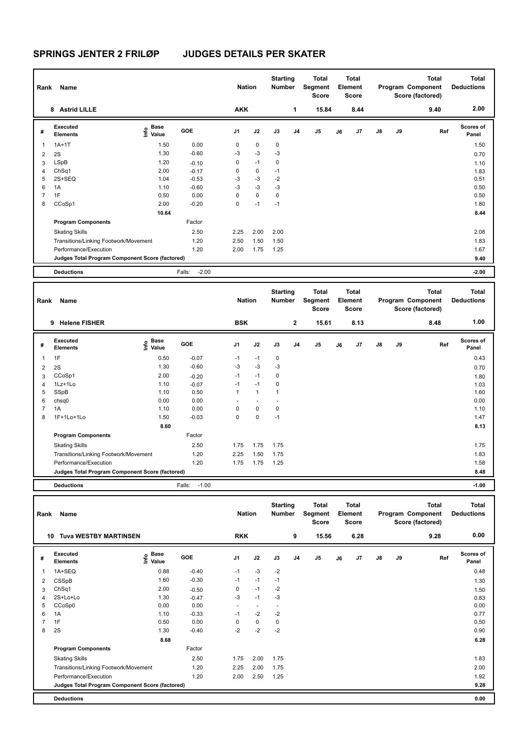# SPRINGS JENTER 2 FRILØP JUDGES DETAILS PER SKATER

| Rank | Name | Nation | Starting Number | Total Segment Score | Total Element Score | Total Program Component Score (factored) | Total Deductions |
|---|---|---|---|---|---|---|---|
| 8 | Astrid LILLE | AKK | 1 | 15.84 | 8.44 | 9.40 | 2.00 |

| # | Executed Elements | Info | Base Value | GOE | J1 | J2 | J3 | J4 | J5 | J6 | J7 | J8 | J9 | Ref | Scores of Panel |
|---|---|---|---|---|---|---|---|---|---|---|---|---|---|---|---|
| 1 | 1A+1T | | 1.50 | 0.00 | 0 | 0 | 0 | | | | | | | | 1.50 |
| 2 | 2S | | 1.30 | -0.60 | -3 | -3 | -3 | | | | | | | | 0.70 |
| 3 | LSpB | | 1.20 | -0.10 | 0 | -1 | 0 | | | | | | | | 1.10 |
| 4 | ChSq1 | | 2.00 | -0.17 | 0 | 0 | -1 | | | | | | | | 1.83 |
| 5 | 2S+SEQ | | 1.04 | -0.53 | -3 | -3 | -2 | | | | | | | | 0.51 |
| 6 | 1A | | 1.10 | -0.60 | -3 | -3 | -3 | | | | | | | | 0.50 |
| 7 | 1F | | 0.50 | 0.00 | 0 | 0 | 0 | | | | | | | | 0.50 |
| 8 | CCoSp1 | | 2.00 | -0.20 | 0 | -1 | -1 | | | | | | | | 1.80 |
| | | | 10.64 | | | | | | | | | | | | 8.44 |
| | **Program Components** | | | Factor | | | | | | | | | | | |
| | Skating Skills | | | 2.50 | 2.25 | 2.00 | 2.00 | | | | | | | | 2.08 |
| | Transitions/Linking Footwork/Movement | | | 1.20 | 2.50 | 1.50 | 1.50 | | | | | | | | 1.83 |
| | Performance/Execution | | | 1.20 | 2.00 | 1.75 | 1.25 | | | | | | | | 1.67 |
| | **Judges Total Program Component Score (factored)** | | | | | | | | | | | | | | 9.40 |
| | **Deductions** | | | Falls: -2.00 | | | | | | | | | | | -2.00 |

| Rank | Name | Nation | Starting Number | Total Segment Score | Total Element Score | Total Program Component Score (factored) | Total Deductions |
|---|---|---|---|---|---|---|---|
| 9 | Helene FISHER | BSK | 2 | 15.61 | 8.13 | 8.48 | 1.00 |

| # | Executed Elements | Info | Base Value | GOE | J1 | J2 | J3 | J4 | J5 | J6 | J7 | J8 | J9 | Ref | Scores of Panel |
|---|---|---|---|---|---|---|---|---|---|---|---|---|---|---|---|
| 1 | 1F | | 0.50 | -0.07 | -1 | -1 | 0 | | | | | | | | 0.43 |
| 2 | 2S | | 1.30 | -0.60 | -3 | -3 | -3 | | | | | | | | 0.70 |
| 3 | CCoSp1 | | 2.00 | -0.20 | -1 | -1 | 0 | | | | | | | | 1.80 |
| 4 | 1Lz+1Lo | | 1.10 | -0.07 | -1 | -1 | 0 | | | | | | | | 1.03 |
| 5 | SSpB | | 1.10 | 0.50 | 1 | 1 | 1 | | | | | | | | 1.60 |
| 6 | chsq0 | | 0.00 | 0.00 | - | - | - | | | | | | | | 0.00 |
| 7 | 1A | | 1.10 | 0.00 | 0 | 0 | 0 | | | | | | | | 1.10 |
| 8 | 1F+1Lo+1Lo | | 1.50 | -0.03 | 0 | 0 | -1 | | | | | | | | 1.47 |
| | | | 8.60 | | | | | | | | | | | | 8.13 |
| | **Program Components** | | | Factor | | | | | | | | | | | |
| | Skating Skills | | | 2.50 | 1.75 | 1.75 | 1.75 | | | | | | | | 1.75 |
| | Transitions/Linking Footwork/Movement | | | 1.20 | 2.25 | 1.50 | 1.75 | | | | | | | | 1.83 |
| | Performance/Execution | | | 1.20 | 1.75 | 1.75 | 1.25 | | | | | | | | 1.58 |
| | **Judges Total Program Component Score (factored)** | | | | | | | | | | | | | | 8.48 |
| | **Deductions** | | | Falls: -1.00 | | | | | | | | | | | -1.00 |

| Rank | Name | Nation | Starting Number | Total Segment Score | Total Element Score | Total Program Component Score (factored) | Total Deductions |
|---|---|---|---|---|---|---|---|
| 10 | Tuva WESTBY MARTINSEN | RKK | 9 | 15.56 | 6.28 | 9.28 | 0.00 |

| # | Executed Elements | Info | Base Value | GOE | J1 | J2 | J3 | J4 | J5 | J6 | J7 | J8 | J9 | Ref | Scores of Panel |
|---|---|---|---|---|---|---|---|---|---|---|---|---|---|---|---|
| 1 | 1A+SEQ | | 0.88 | -0.40 | -1 | -3 | -2 | | | | | | | | 0.48 |
| 2 | CSSpB | | 1.60 | -0.30 | -1 | -1 | -1 | | | | | | | | 1.30 |
| 3 | ChSq1 | | 2.00 | -0.50 | 0 | -1 | -2 | | | | | | | | 1.50 |
| 4 | 2S+Lo+Lo | | 1.30 | -0.47 | -3 | -1 | -3 | | | | | | | | 0.83 |
| 5 | CCoSp0 | | 0.00 | 0.00 | - | - | - | | | | | | | | 0.00 |
| 6 | 1A | | 1.10 | -0.33 | -1 | -2 | -2 | | | | | | | | 0.77 |
| 7 | 1F | | 0.50 | 0.00 | 0 | 0 | 0 | | | | | | | | 0.50 |
| 8 | 2S | | 1.30 | -0.40 | -2 | -2 | -2 | | | | | | | | 0.90 |
| | | | 8.68 | | | | | | | | | | | | 6.28 |
| | **Program Components** | | | Factor | | | | | | | | | | | |
| | Skating Skills | | | 2.50 | 1.75 | 2.00 | 1.75 | | | | | | | | 1.83 |
| | Transitions/Linking Footwork/Movement | | | 1.20 | 2.25 | 2.00 | 1.75 | | | | | | | | 2.00 |
| | Performance/Execution | | | 1.20 | 2.00 | 2.50 | 1.25 | | | | | | | | 1.92 |
| | **Judges Total Program Component Score (factored)** | | | | | | | | | | | | | | 9.28 |
| | **Deductions** | | | | | | | | | | | | | | 0.00 |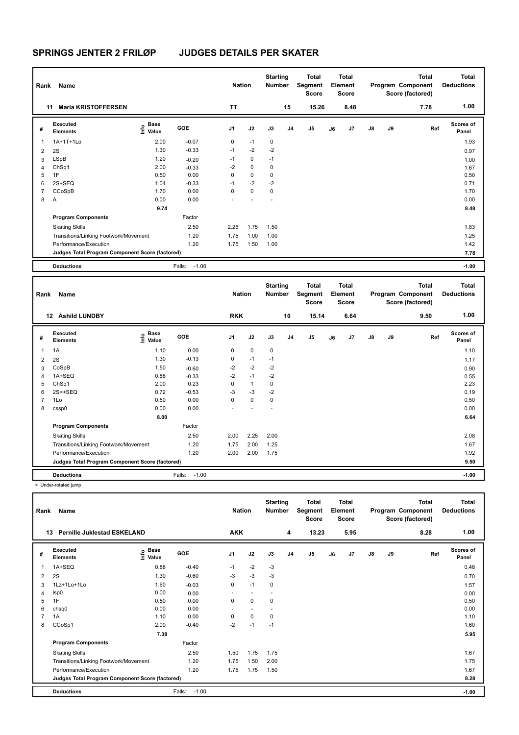# SPRINGS JENTER 2 FRILØP JUDGES DETAILS PER SKATER

| Rank | Name | Nation | Starting Number | Total Segment Score | Total Element Score | Total Program Component Score (factored) | Total Deductions |
|---|---|---|---|---|---|---|---|
| 11 | Maria KRISTOFFERSEN | TT | 15 | 15.26 | 8.48 | 7.78 | 1.00 |

| # | Executed Elements | Info | Base Value | GOE | J1 | J2 | J3 | J4 | J5 | J6 | J7 | J8 | J9 | Ref | Scores of Panel |
|---|---|---|---|---|---|---|---|---|---|---|---|---|---|---|---|
| 1 | 1A+1T+1Lo | | 2.00 | -0.07 | 0 | -1 | 0 | | | | | | | | 1.93 |
| 2 | 2S | | 1.30 | -0.33 | -1 | -2 | -2 | | | | | | | | 0.97 |
| 3 | LSpB | | 1.20 | -0.20 | -1 | 0 | -1 | | | | | | | | 1.00 |
| 4 | ChSq1 | | 2.00 | -0.33 | -2 | 0 | 0 | | | | | | | | 1.67 |
| 5 | 1F | | 0.50 | 0.00 | 0 | 0 | 0 | | | | | | | | 0.50 |
| 6 | 2S+SEQ | | 1.04 | -0.33 | -1 | -2 | -2 | | | | | | | | 0.71 |
| 7 | CCoSpB | | 1.70 | 0.00 | 0 | 0 | 0 | | | | | | | | 1.70 |
| 8 | A | | 0.00 | 0.00 | - | - | - | | | | | | | | 0.00 |
| | | | 9.74 | | | | | | | | | | | | 8.48 |

| Program Components | Factor | J1 | J2 | J3 | J4 | J5 | J6 | J7 | J8 | J9 | Scores of Panel |
|---|---|---|---|---|---|---|---|---|---|---|---|
| Skating Skills | 2.50 | 2.25 | 1.75 | 1.50 | | | | | | | 1.83 |
| Transitions/Linking Footwork/Movement | 1.20 | 1.75 | 1.00 | 1.00 | | | | | | | 1.25 |
| Performance/Execution | 1.20 | 1.75 | 1.50 | 1.00 | | | | | | | 1.42 |
| Judges Total Program Component Score (factored) | | | | | | | | | | | 7.78 |

**Deductions** Falls: -1.00 — **-1.00**

| Rank | Name | Nation | Starting Number | Total Segment Score | Total Element Score | Total Program Component Score (factored) | Total Deductions |
|---|---|---|---|---|---|---|---|
| 12 | Åshild LUNDBY | RKK | 10 | 15.14 | 6.64 | 9.50 | 1.00 |

| # | Executed Elements | Info | Base Value | GOE | J1 | J2 | J3 | J4 | J5 | J6 | J7 | J8 | J9 | Ref | Scores of Panel |
|---|---|---|---|---|---|---|---|---|---|---|---|---|---|---|---|
| 1 | 1A | | 1.10 | 0.00 | 0 | 0 | 0 | | | | | | | | 1.10 |
| 2 | 2S | | 1.30 | -0.13 | 0 | -1 | -1 | | | | | | | | 1.17 |
| 3 | CoSpB | | 1.50 | -0.60 | -2 | -2 | -2 | | | | | | | | 0.90 |
| 4 | 1A+SEQ | | 0.88 | -0.33 | -2 | -1 | -2 | | | | | | | | 0.55 |
| 5 | ChSq1 | | 2.00 | 0.23 | 0 | 1 | 0 | | | | | | | | 2.23 |
| 6 | 2S<+SEQ | | 0.72 | -0.53 | -3 | -3 | -2 | | | | | | | | 0.19 |
| 7 | 1Lo | | 0.50 | 0.00 | 0 | 0 | 0 | | | | | | | | 0.50 |
| 8 | cssp0 | | 0.00 | 0.00 | - | - | - | | | | | | | | 0.00 |
| | | | 8.00 | | | | | | | | | | | | 6.64 |

| Program Components | Factor | J1 | J2 | J3 | J4 | J5 | J6 | J7 | J8 | J9 | Scores of Panel |
|---|---|---|---|---|---|---|---|---|---|---|---|
| Skating Skills | 2.50 | 2.00 | 2.25 | 2.00 | | | | | | | 2.08 |
| Transitions/Linking Footwork/Movement | 1.20 | 1.75 | 2.00 | 1.25 | | | | | | | 1.67 |
| Performance/Execution | 1.20 | 2.00 | 2.00 | 1.75 | | | | | | | 1.92 |
| Judges Total Program Component Score (factored) | | | | | | | | | | | 9.50 |

**Deductions** Falls: -1.00 — **-1.00**

< Under-rotated jump

| Rank | Name | Nation | Starting Number | Total Segment Score | Total Element Score | Total Program Component Score (factored) | Total Deductions |
|---|---|---|---|---|---|---|---|
| 13 | Pernille Juklestad ESKELAND | AKK | 4 | 13.23 | 5.95 | 8.28 | 1.00 |

| # | Executed Elements | Info | Base Value | GOE | J1 | J2 | J3 | J4 | J5 | J6 | J7 | J8 | J9 | Ref | Scores of Panel |
|---|---|---|---|---|---|---|---|---|---|---|---|---|---|---|---|
| 1 | 1A+SEQ | | 0.88 | -0.40 | -1 | -2 | -3 | | | | | | | | 0.48 |
| 2 | 2S | | 1.30 | -0.60 | -3 | -3 | -3 | | | | | | | | 0.70 |
| 3 | 1Lz+1Lo+1Lo | | 1.60 | -0.03 | 0 | -1 | 0 | | | | | | | | 1.57 |
| 4 | lsp0 | | 0.00 | 0.00 | - | - | - | | | | | | | | 0.00 |
| 5 | 1F | | 0.50 | 0.00 | 0 | 0 | 0 | | | | | | | | 0.50 |
| 6 | chsq0 | | 0.00 | 0.00 | - | - | - | | | | | | | | 0.00 |
| 7 | 1A | | 1.10 | 0.00 | 0 | 0 | 0 | | | | | | | | 1.10 |
| 8 | CCoSp1 | | 2.00 | -0.40 | -2 | -1 | -1 | | | | | | | | 1.60 |
| | | | 7.38 | | | | | | | | | | | | 5.95 |

| Program Components | Factor | J1 | J2 | J3 | J4 | J5 | J6 | J7 | J8 | J9 | Scores of Panel |
|---|---|---|---|---|---|---|---|---|---|---|---|
| Skating Skills | 2.50 | 1.50 | 1.75 | 1.75 | | | | | | | 1.67 |
| Transitions/Linking Footwork/Movement | 1.20 | 1.75 | 1.50 | 2.00 | | | | | | | 1.75 |
| Performance/Execution | 1.20 | 1.75 | 1.75 | 1.50 | | | | | | | 1.67 |
| Judges Total Program Component Score (factored) | | | | | | | | | | | 8.28 |

**Deductions** Falls: -1.00 — **-1.00**